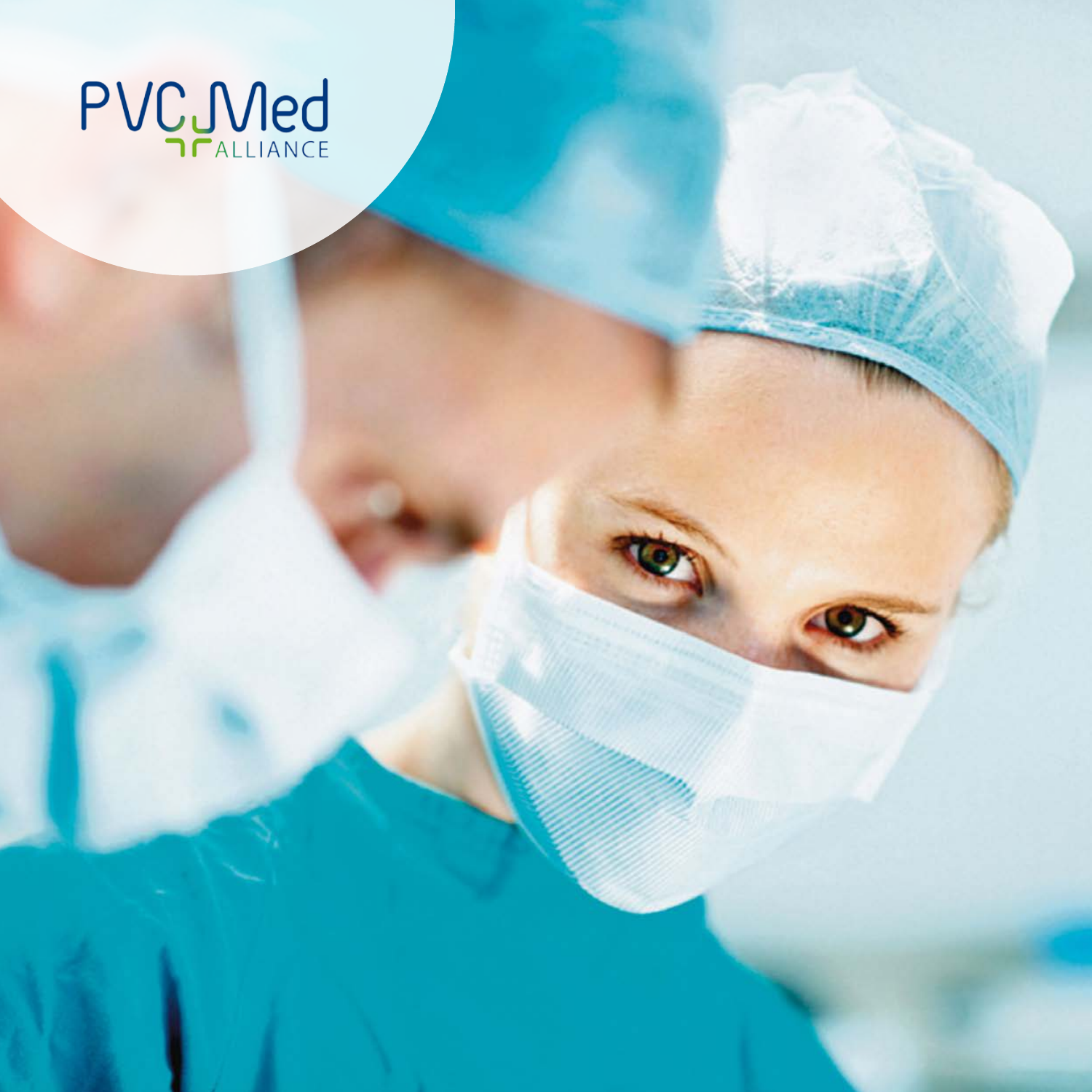PVC Med ALLIANCE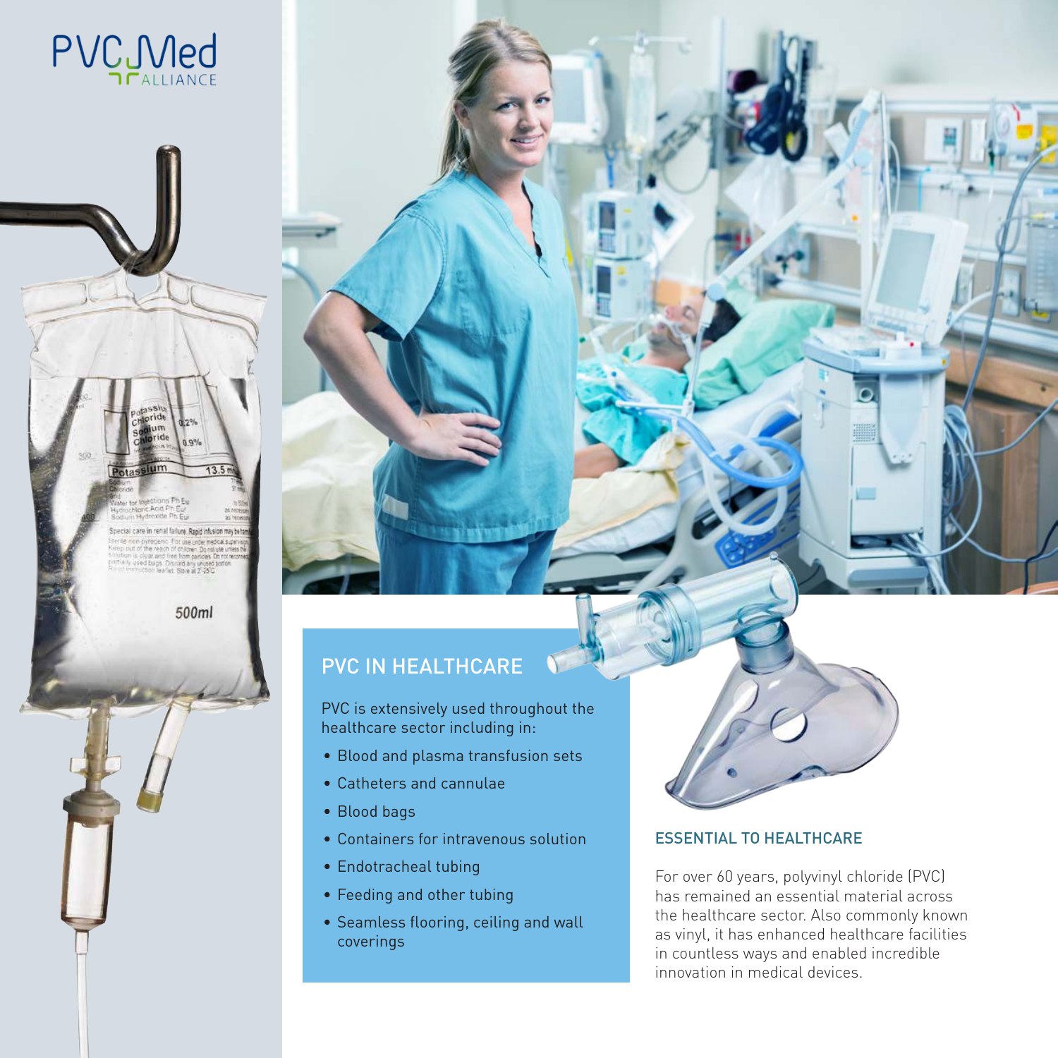PVC Med ALLIANCE

## PVC IN HEALTHCARE

PVC is extensively used throughout the healthcare sector including in:

- Blood and plasma transfusion sets
- Catheters and cannulae
- Blood bags
- Containers for intravenous solution
- Endotracheal tubing
- Feeding and other tubing
- Seamless flooring, ceiling and wall coverings

## ESSENTIAL TO HEALTHCARE

For over 60 years, polyvinyl chloride (PVC) has remained an essential material across the healthcare sector. Also commonly known as vinyl, it has enhanced healthcare facilities in countless ways and enabled incredible innovation in medical devices.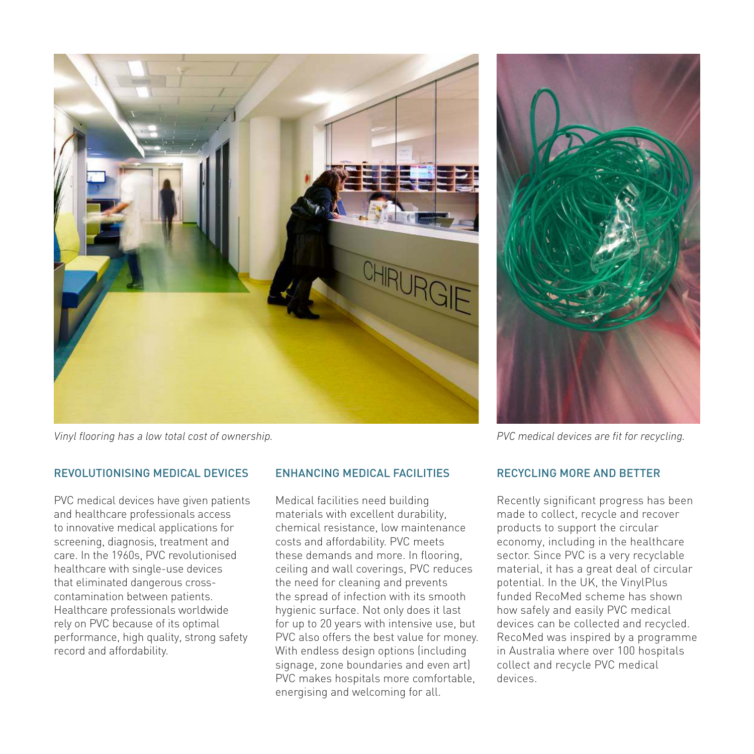*Vinyl flooring has a low total cost of ownership.*

*PVC medical devices are fit for recycling.*

## REVOLUTIONISING MEDICAL DEVICES

PVC medical devices have given patients and healthcare professionals access to innovative medical applications for screening, diagnosis, treatment and care. In the 1960s, PVC revolutionised healthcare with single-use devices that eliminated dangerous cross-contamination between patients. Healthcare professionals worldwide rely on PVC because of its optimal performance, high quality, strong safety record and affordability.

## ENHANCING MEDICAL FACILITIES

Medical facilities need building materials with excellent durability, chemical resistance, low maintenance costs and affordability. PVC meets these demands and more. In flooring, ceiling and wall coverings, PVC reduces the need for cleaning and prevents the spread of infection with its smooth hygienic surface. Not only does it last for up to 20 years with intensive use, but PVC also offers the best value for money. With endless design options (including signage, zone boundaries and even art) PVC makes hospitals more comfortable, energising and welcoming for all.

## RECYCLING MORE AND BETTER

Recently significant progress has been made to collect, recycle and recover products to support the circular economy, including in the healthcare sector. Since PVC is a very recyclable material, it has a great deal of circular potential. In the UK, the VinylPlus funded RecoMed scheme has shown how safely and easily PVC medical devices can be collected and recycled. RecoMed was inspired by a programme in Australia where over 100 hospitals collect and recycle PVC medical devices.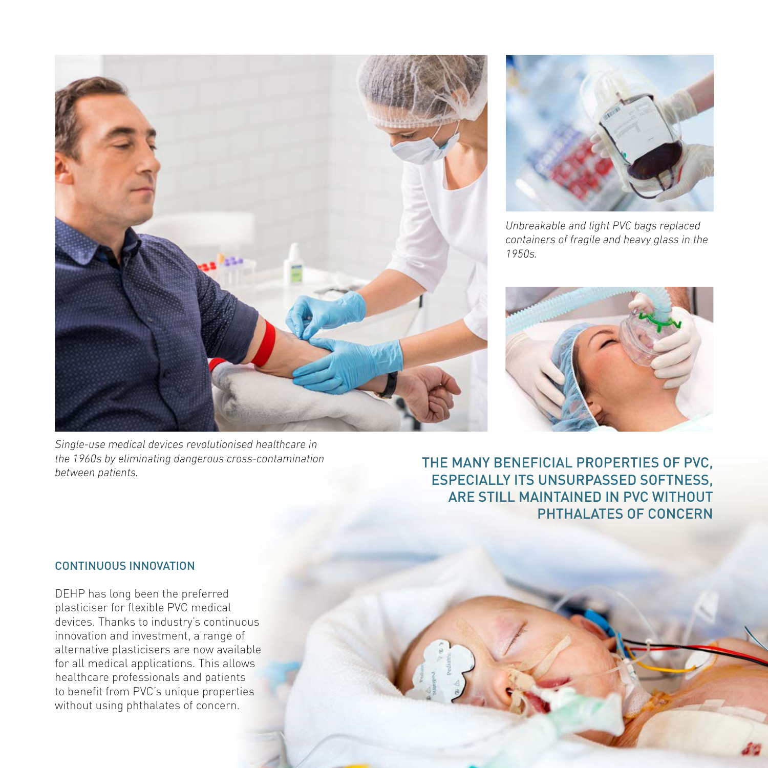*Unbreakable and light PVC bags replaced containers of fragile and heavy glass in the 1950s.*

*Single-use medical devices revolutionised healthcare in the 1960s by eliminating dangerous cross-contamination between patients.*

## THE MANY BENEFICIAL PROPERTIES OF PVC, ESPECIALLY ITS UNSURPASSED SOFTNESS, ARE STILL MAINTAINED IN PVC WITHOUT PHTHALATES OF CONCERN

### CONTINUOUS INNOVATION

DEHP has long been the preferred plasticiser for flexible PVC medical devices. Thanks to industry's continuous innovation and investment, a range of alternative plasticisers are now available for all medical applications. This allows healthcare professionals and patients to benefit from PVC's unique properties without using phthalates of concern.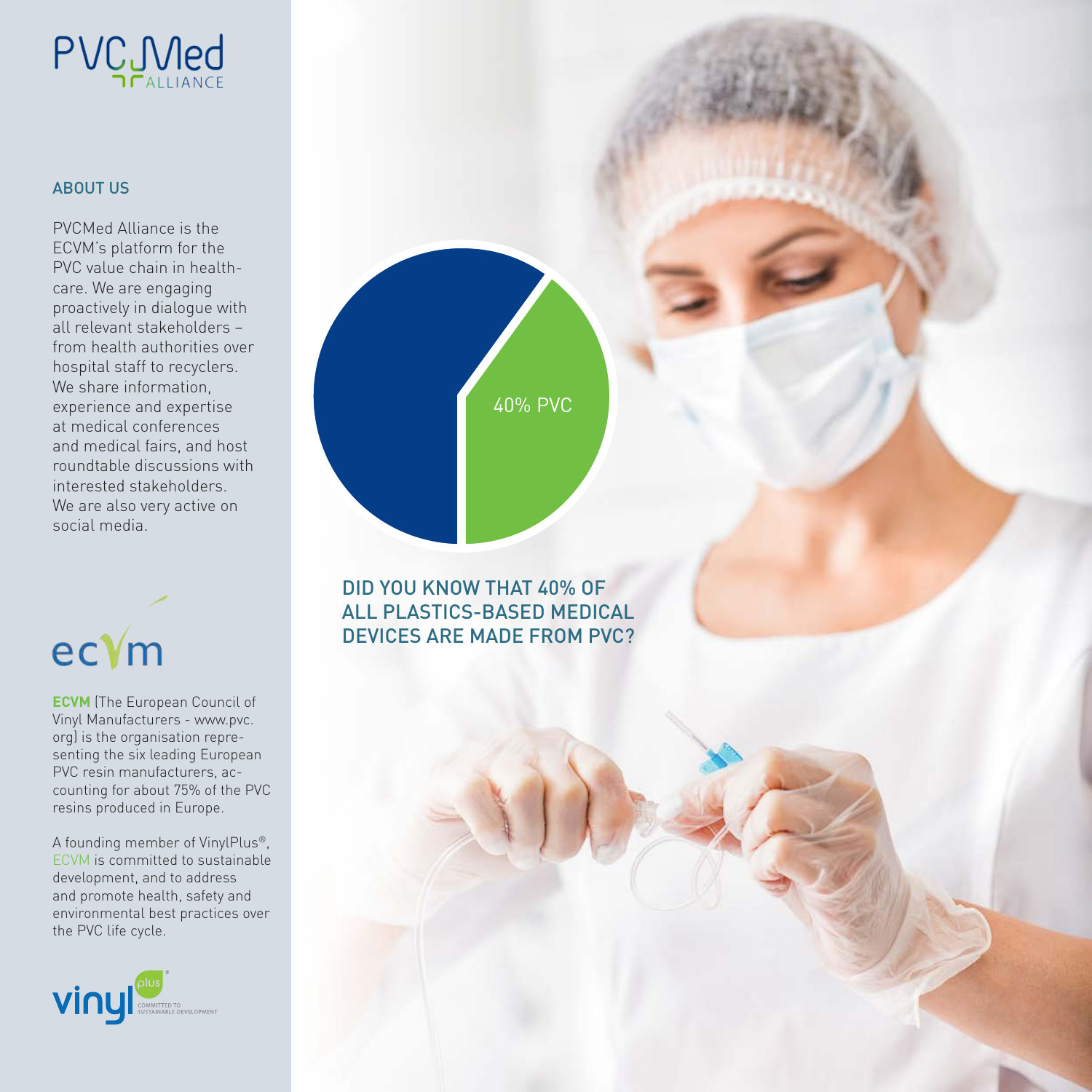PVCMed ALLIANCE

## ABOUT US

PVCMed Alliance is the ECVM's platform for the PVC value chain in health-care. We are engaging proactively in dialogue with all relevant stakeholders – from health authorities over hospital staff to recyclers. We share information, experience and expertise at medical conferences and medical fairs, and host roundtable discussions with interested stakeholders. We are also very active on social media.

ecvm

**ECVM** (The European Council of Vinyl Manufacturers - www.pvc.org) is the organisation repre-senting the six leading European PVC resin manufacturers, ac-counting for about 75% of the PVC resins produced in Europe.

A founding member of VinylPlus®, ECVM is committed to sustainable development, and to address and promote health, safety and environmental best practices over the PVC life cycle.

vinyl plus® COMMITTED TO SUSTAINABLE DEVELOPMENT

40% PVC

DID YOU KNOW THAT 40% OF ALL PLASTICS-BASED MEDICAL DEVICES ARE MADE FROM PVC?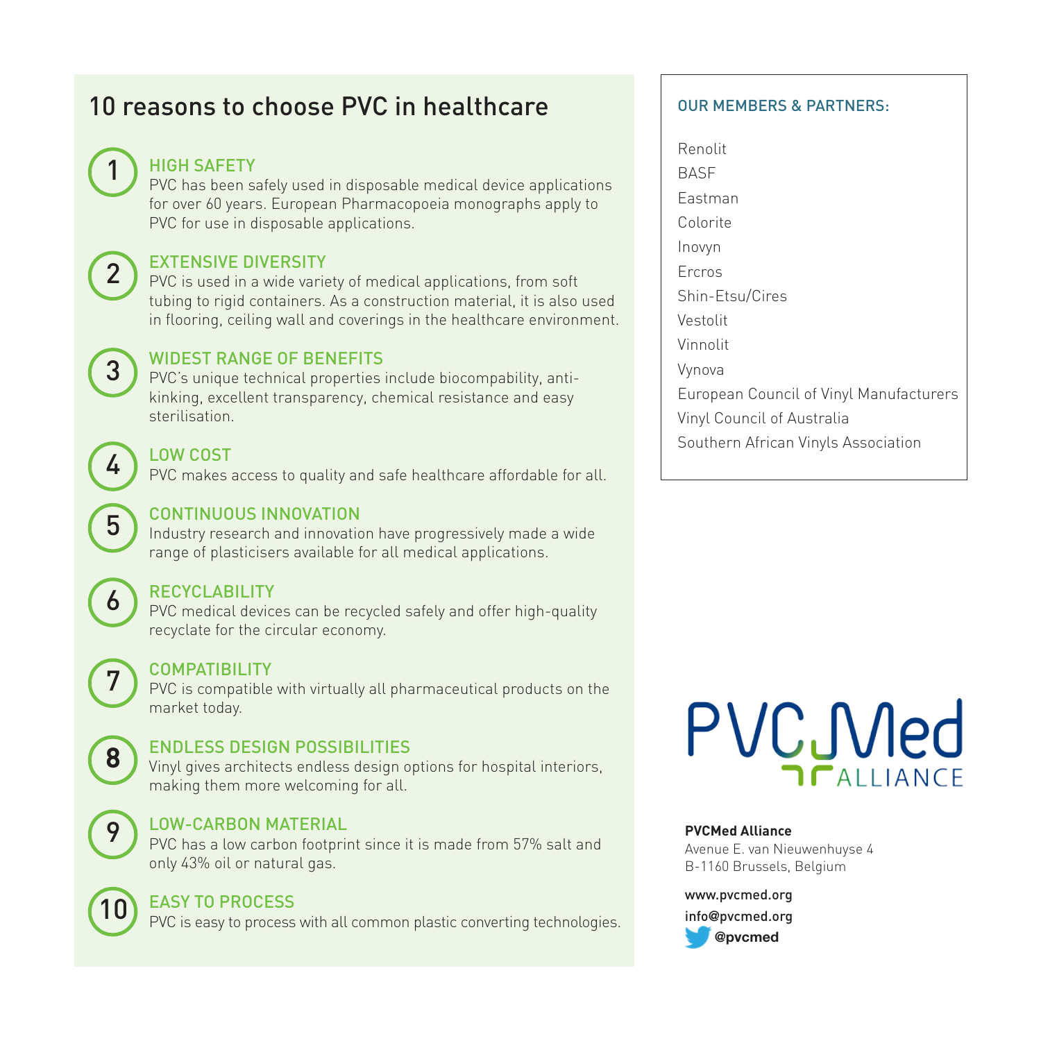# 10 reasons to choose PVC in healthcare

## 1 HIGH SAFETY

PVC has been safely used in disposable medical device applications for over 60 years. European Pharmacopoeia monographs apply to PVC for use in disposable applications.

## 2 EXTENSIVE DIVERSITY

PVC is used in a wide variety of medical applications, from soft tubing to rigid containers. As a construction material, it is also used in flooring, ceiling wall and coverings in the healthcare environment.

## 3 WIDEST RANGE OF BENEFITS

PVC's unique technical properties include biocompability, anti-kinking, excellent transparency, chemical resistance and easy sterilisation.

## 4 LOW COST

PVC makes access to quality and safe healthcare affordable for all.

## 5 CONTINUOUS INNOVATION

Industry research and innovation have progressively made a wide range of plasticisers available for all medical applications.

## 6 RECYCLABILITY

PVC medical devices can be recycled safely and offer high-quality recyclate for the circular economy.

## 7 COMPATIBILITY

PVC is compatible with virtually all pharmaceutical products on the market today.

## 8 ENDLESS DESIGN POSSIBILITIES

Vinyl gives architects endless design options for hospital interiors, making them more welcoming for all.

## 9 LOW-CARBON MATERIAL

PVC has a low carbon footprint since it is made from 57% salt and only 43% oil or natural gas.

## 10 EASY TO PROCESS

PVC is easy to process with all common plastic converting technologies.

## OUR MEMBERS & PARTNERS:

Renolit
BASF
Eastman
Colorite
Inovyn
Ercros
Shin-Etsu/Cires
Vestolit
Vinnolit
Vynova
European Council of Vinyl Manufacturers
Vinyl Council of Australia
Southern African Vinyls Association

PVCMed ALLIANCE

**PVCMed Alliance**
Avenue E. van Nieuwenhuyse 4
B-1160 Brussels, Belgium

**www.pvcmed.org**
**info@pvcmed.org**
**@pvcmed**